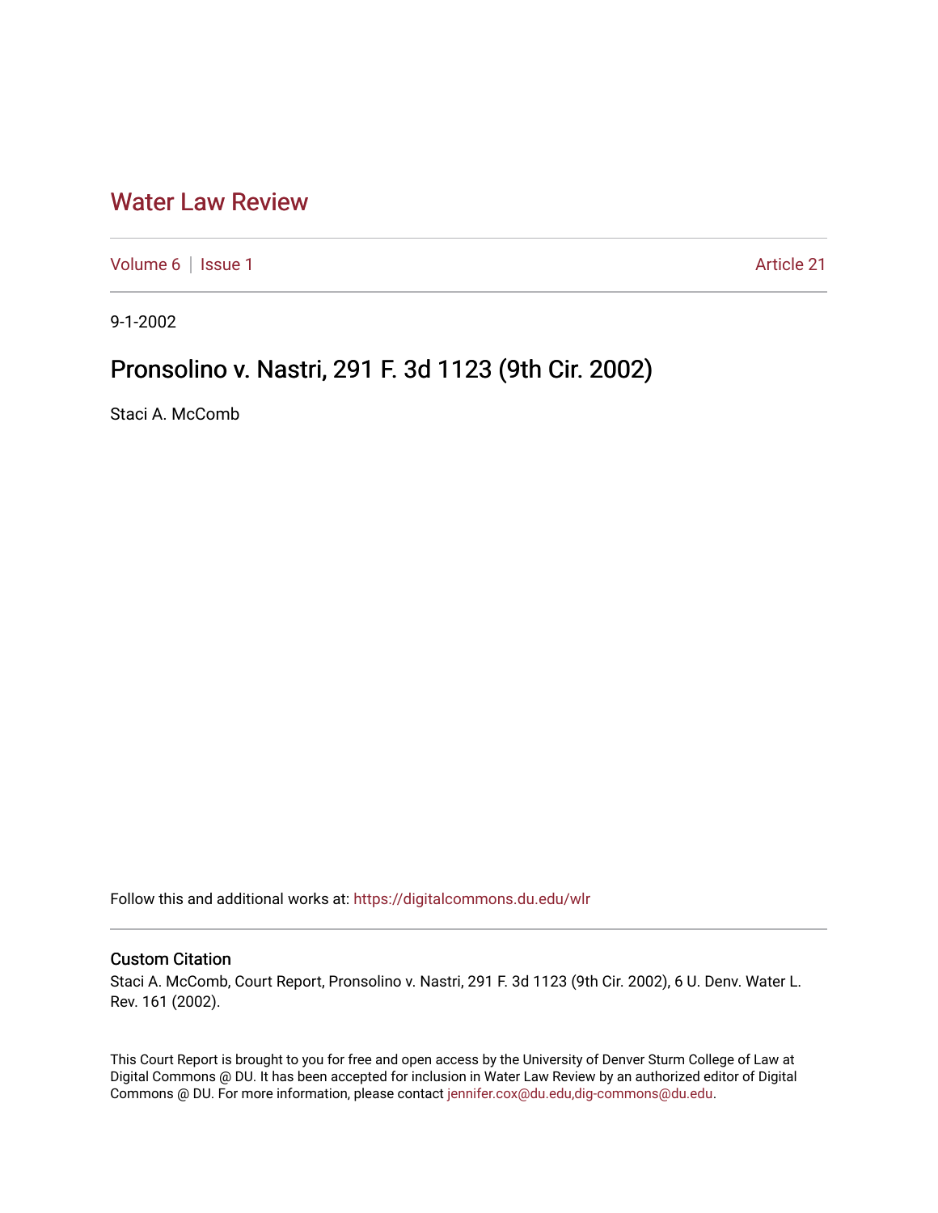# Water Law Review

Volume 6 | Issue 1 Article 21

9-1-2002

## Pronsolino v. Nastri, 291 F. 3d 1123 (9th Cir. 2002)

Staci A. McComb

Follow this and additional works at: https://digitalcommons.du.edu/wlr

### Custom Citation

Staci A. McComb, Court Report, Pronsolino v. Nastri, 291 F. 3d 1123 (9th Cir. 2002), 6 U. Denv. Water L. Rev. 161 (2002).

This Court Report is brought to you for free and open access by the University of Denver Sturm College of Law at Digital Commons @ DU. It has been accepted for inclusion in Water Law Review by an authorized editor of Digital Commons @ DU. For more information, please contact jennifer.cox@du.edu,dig-commons@du.edu.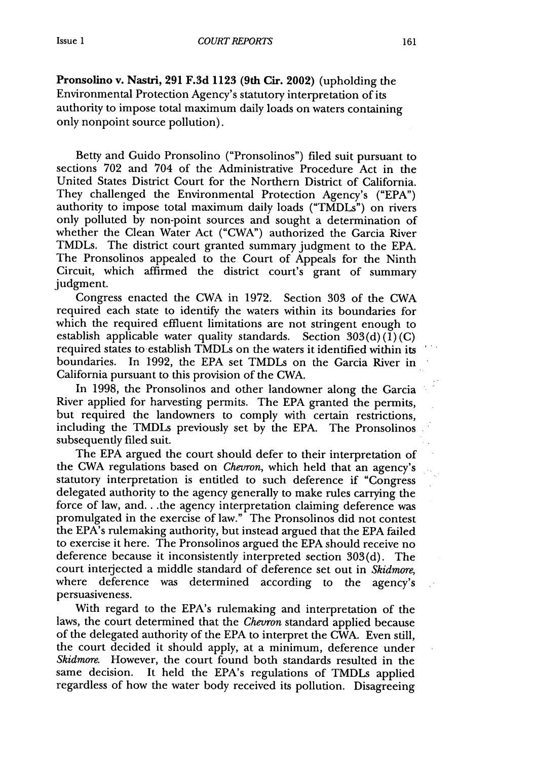**Pronsolino v. Nastri, 291 F.3d 1123 (9th Cir. 2002)** (upholding the Environmental Protection Agency's statutory interpretation of its authority to impose total maximum daily loads on waters containing only nonpoint source pollution).

Betty and Guido Pronsolino ("Pronsolinos") filed suit pursuant to sections 702 and 704 of the Administrative Procedure Act in the United States District Court for the Northern District of California. They challenged the Environmental Protection Agency's ("EPA") authority to impose total maximum daily loads ("TMDLs") on rivers only polluted by non-point sources and sought a determination of whether the Clean Water Act ("CWA") authorized the Garcia River TMDLs. The district court granted summary judgment to the EPA. The Pronsolinos appealed to the Court of Appeals for the Ninth Circuit, which affirmed the district court's grant of summary judgment.

Congress enacted the CWA in 1972. Section 303 of the CWA required each state to identify the waters within its boundaries for which the required effluent limitations are not stringent enough to establish applicable water quality standards. Section 303(d)(1)(C) required states to establish TMDLs on the waters it identified within its boundaries. In 1992, the EPA set TMDLs on the Garcia River in California pursuant to this provision of the CWA.

In 1998, the Pronsolinos and other landowner along the Garcia River applied for harvesting permits. The EPA granted the permits, but required the landowners to comply with certain restrictions, including the TMDLs previously set by the EPA. The Pronsolinos subsequently filed suit.

The EPA argued the court should defer to their interpretation of the CWA regulations based on *Chevron*, which held that an agency's statutory interpretation is entitled to such deference if "Congress delegated authority to the agency generally to make rules carrying the force of law, and. . .the agency interpretation claiming deference was promulgated in the exercise of law." The Pronsolinos did not contest the EPA's rulemaking authority, but instead argued that the EPA failed to exercise it here. The Pronsolinos argued the EPA should receive no deference because it inconsistently interpreted section 303(d). The court interjected a middle standard of deference set out in *Skidmore*, where deference was determined according to the agency's persuasiveness.

With regard to the EPA's rulemaking and interpretation of the laws, the court determined that the *Chevron* standard applied because of the delegated authority of the EPA to interpret the CWA. Even still, the court decided it should apply, at a minimum, deference under *Skidmore*. However, the court found both standards resulted in the same decision. It held the EPA's regulations of TMDLs applied regardless of how the water body received its pollution. Disagreeing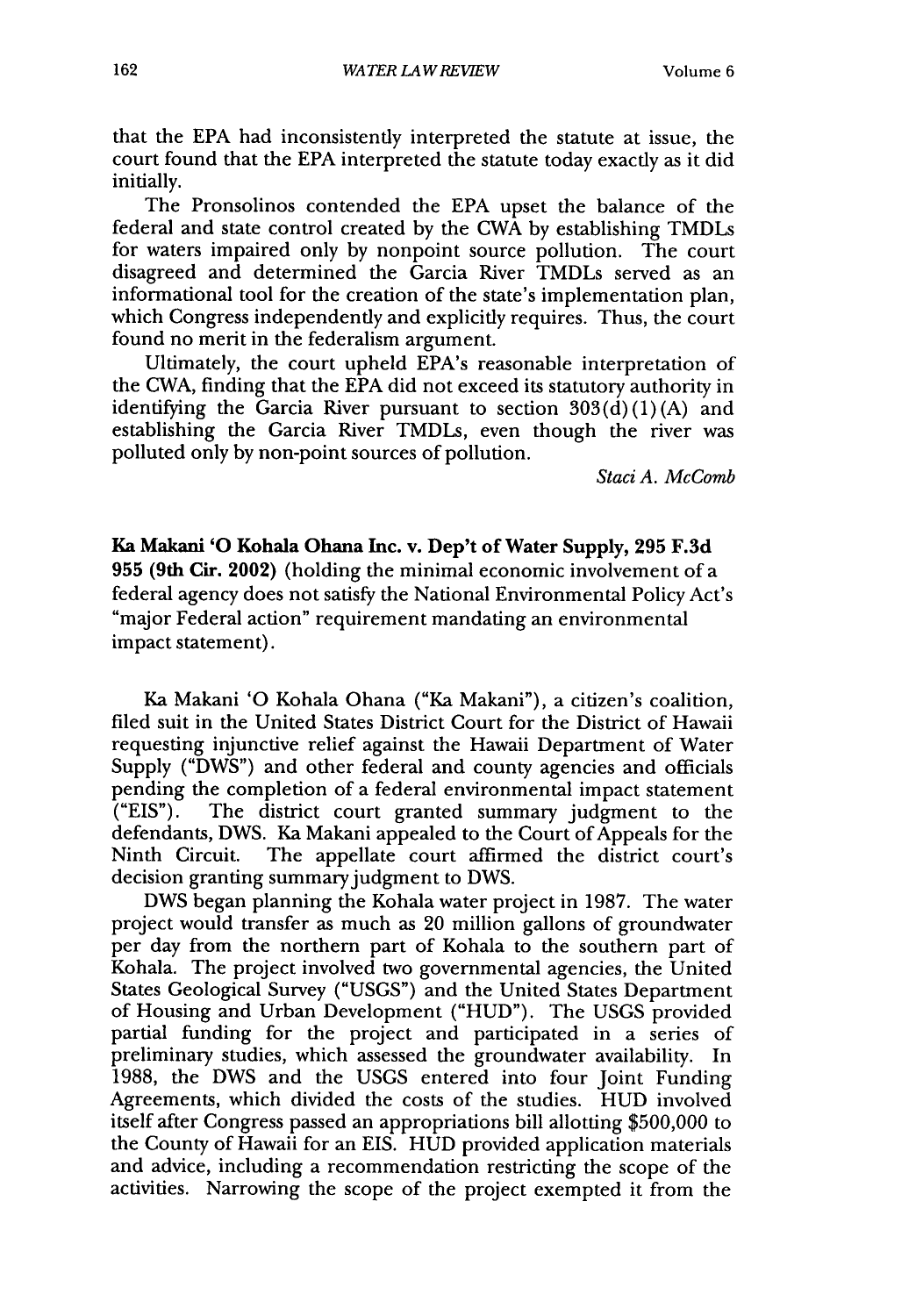that the EPA had inconsistently interpreted the statute at issue, the court found that the EPA interpreted the statute today exactly as it did initially.

The Pronsolinos contended the EPA upset the balance of the federal and state control created by the CWA by establishing TMDLs for waters impaired only by nonpoint source pollution. The court disagreed and determined the Garcia River TMDLs served as an informational tool for the creation of the state's implementation plan, which Congress independently and explicitly requires. Thus, the court found no merit in the federalism argument.

Ultimately, the court upheld EPA's reasonable interpretation of the CWA, finding that the EPA did not exceed its statutory authority in identifying the Garcia River pursuant to section 303(d)(1)(A) and establishing the Garcia River TMDLs, even though the river was polluted only by non-point sources of pollution.

*Staci A. McComb*

**Ka Makani 'O Kohala Ohana Inc. v. Dep't of Water Supply, 295 F.3d 955 (9th Cir. 2002)** (holding the minimal economic involvement of a federal agency does not satisfy the National Environmental Policy Act's "major Federal action" requirement mandating an environmental impact statement).

Ka Makani 'O Kohala Ohana ("Ka Makani"), a citizen's coalition, filed suit in the United States District Court for the District of Hawaii requesting injunctive relief against the Hawaii Department of Water Supply ("DWS") and other federal and county agencies and officials pending the completion of a federal environmental impact statement ("EIS"). The district court granted summary judgment to the defendants, DWS. Ka Makani appealed to the Court of Appeals for the Ninth Circuit. The appellate court affirmed the district court's decision granting summary judgment to DWS.

DWS began planning the Kohala water project in 1987. The water project would transfer as much as 20 million gallons of groundwater per day from the northern part of Kohala to the southern part of Kohala. The project involved two governmental agencies, the United States Geological Survey ("USGS") and the United States Department of Housing and Urban Development ("HUD"). The USGS provided partial funding for the project and participated in a series of preliminary studies, which assessed the groundwater availability. In 1988, the DWS and the USGS entered into four Joint Funding Agreements, which divided the costs of the studies. HUD involved itself after Congress passed an appropriations bill allotting $500,000 to the County of Hawaii for an EIS. HUD provided application materials and advice, including a recommendation restricting the scope of the activities. Narrowing the scope of the project exempted it from the